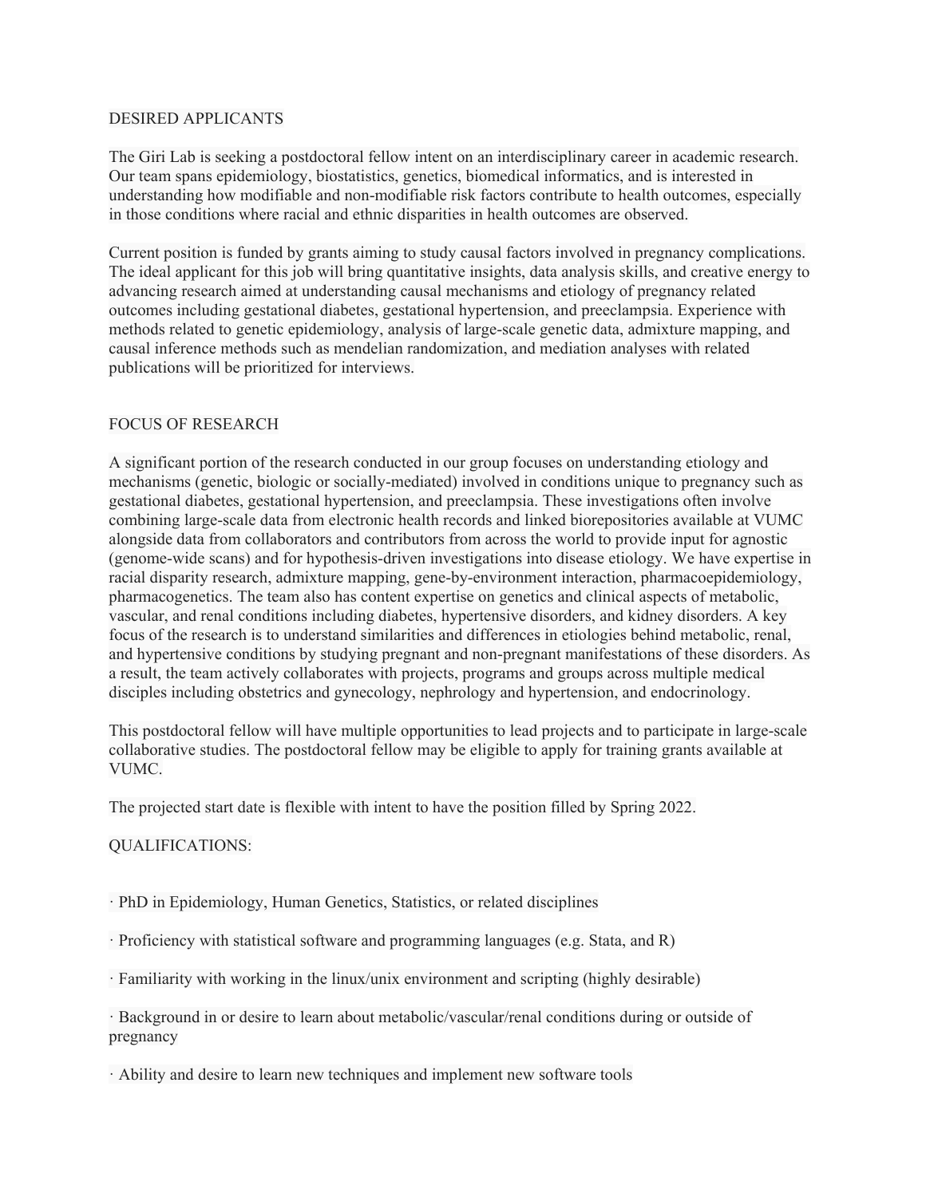## DESIRED APPLICANTS

The Giri Lab is seeking a postdoctoral fellow intent on an interdisciplinary career in academic research. Our team spans epidemiology, biostatistics, genetics, biomedical informatics, and is interested in understanding how modifiable and non-modifiable risk factors contribute to health outcomes, especially in those conditions where racial and ethnic disparities in health outcomes are observed.

Current position is funded by grants aiming to study causal factors involved in pregnancy complications. The ideal applicant for this job will bring quantitative insights, data analysis skills, and creative energy to advancing research aimed at understanding causal mechanisms and etiology of pregnancy related outcomes including gestational diabetes, gestational hypertension, and preeclampsia. Experience with methods related to genetic epidemiology, analysis of large-scale genetic data, admixture mapping, and causal inference methods such as mendelian randomization, and mediation analyses with related publications will be prioritized for interviews.

## FOCUS OF RESEARCH

A significant portion of the research conducted in our group focuses on understanding etiology and mechanisms (genetic, biologic or socially-mediated) involved in conditions unique to pregnancy such as gestational diabetes, gestational hypertension, and preeclampsia. These investigations often involve combining large-scale data from electronic health records and linked biorepositories available at VUMC alongside data from collaborators and contributors from across the world to provide input for agnostic (genome-wide scans) and for hypothesis-driven investigations into disease etiology. We have expertise in racial disparity research, admixture mapping, gene-by-environment interaction, pharmacoepidemiology, pharmacogenetics. The team also has content expertise on genetics and clinical aspects of metabolic, vascular, and renal conditions including diabetes, hypertensive disorders, and kidney disorders. A key focus of the research is to understand similarities and differences in etiologies behind metabolic, renal, and hypertensive conditions by studying pregnant and non-pregnant manifestations of these disorders. As a result, the team actively collaborates with projects, programs and groups across multiple medical disciples including obstetrics and gynecology, nephrology and hypertension, and endocrinology.

This postdoctoral fellow will have multiple opportunities to lead projects and to participate in large-scale collaborative studies. The postdoctoral fellow may be eligible to apply for training grants available at VUMC.

The projected start date is flexible with intent to have the position filled by Spring 2022.

## QUALIFICATIONS:

- PhD in Epidemiology, Human Genetics, Statistics, or related disciplines
- Proficiency with statistical software and programming languages (e.g. Stata, and R)
- Familiarity with working in the linux/unix environment and scripting (highly desirable)
- Background in or desire to learn about metabolic/vascular/renal conditions during or outside of pregnancy
- Ability and desire to learn new techniques and implement new software tools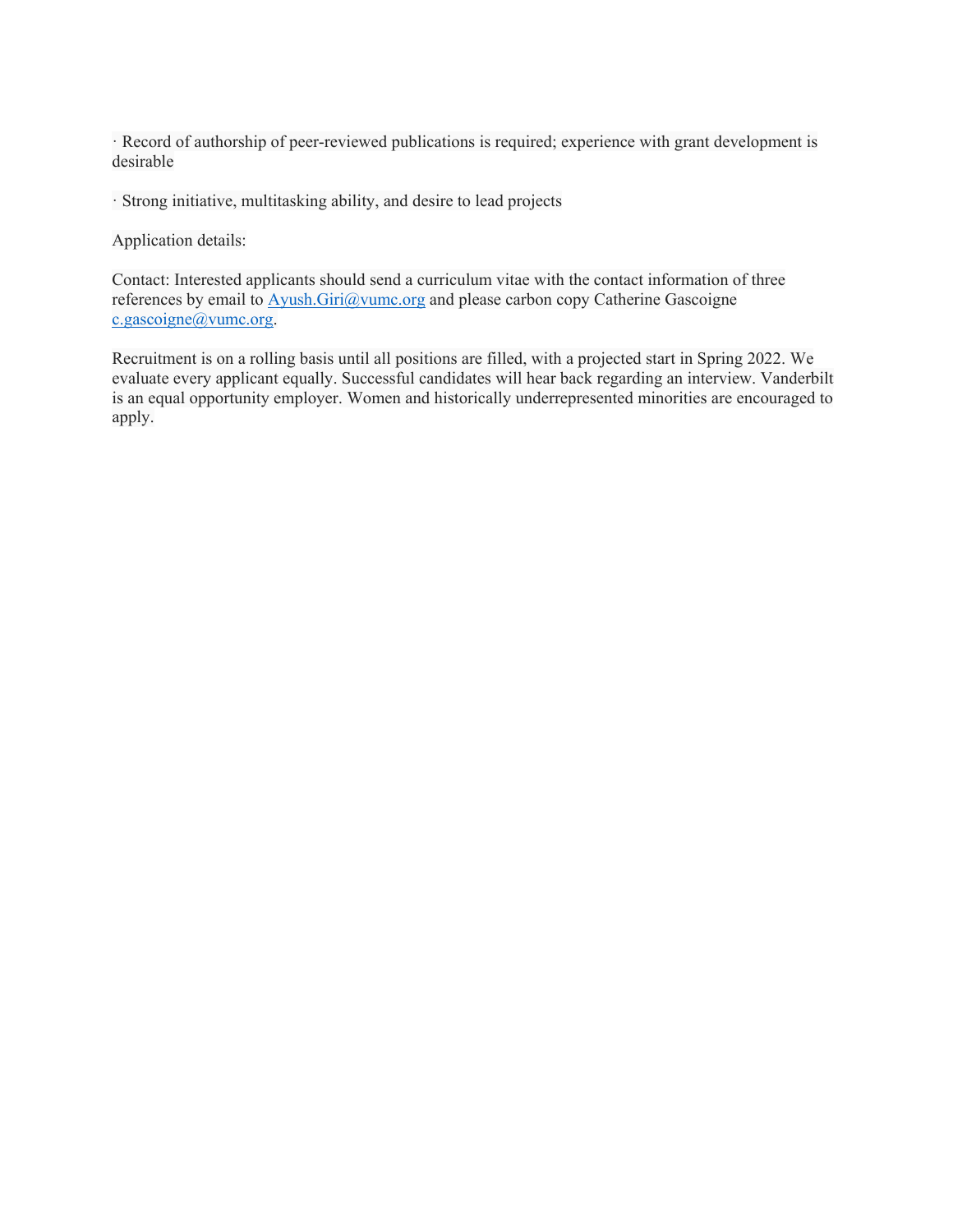· Record of authorship of peer-reviewed publications is required; experience with grant development is desirable

· Strong initiative, multitasking ability, and desire to lead projects

Application details:

Contact: Interested applicants should send a curriculum vitae with the contact information of three references by email to Ayush.Giri@vumc.org and please carbon copy Catherine Gascoigne c.gascoigne@vumc.org.

Recruitment is on a rolling basis until all positions are filled, with a projected start in Spring 2022. We evaluate every applicant equally. Successful candidates will hear back regarding an interview. Vanderbilt is an equal opportunity employer. Women and historically underrepresented minorities are encouraged to apply.